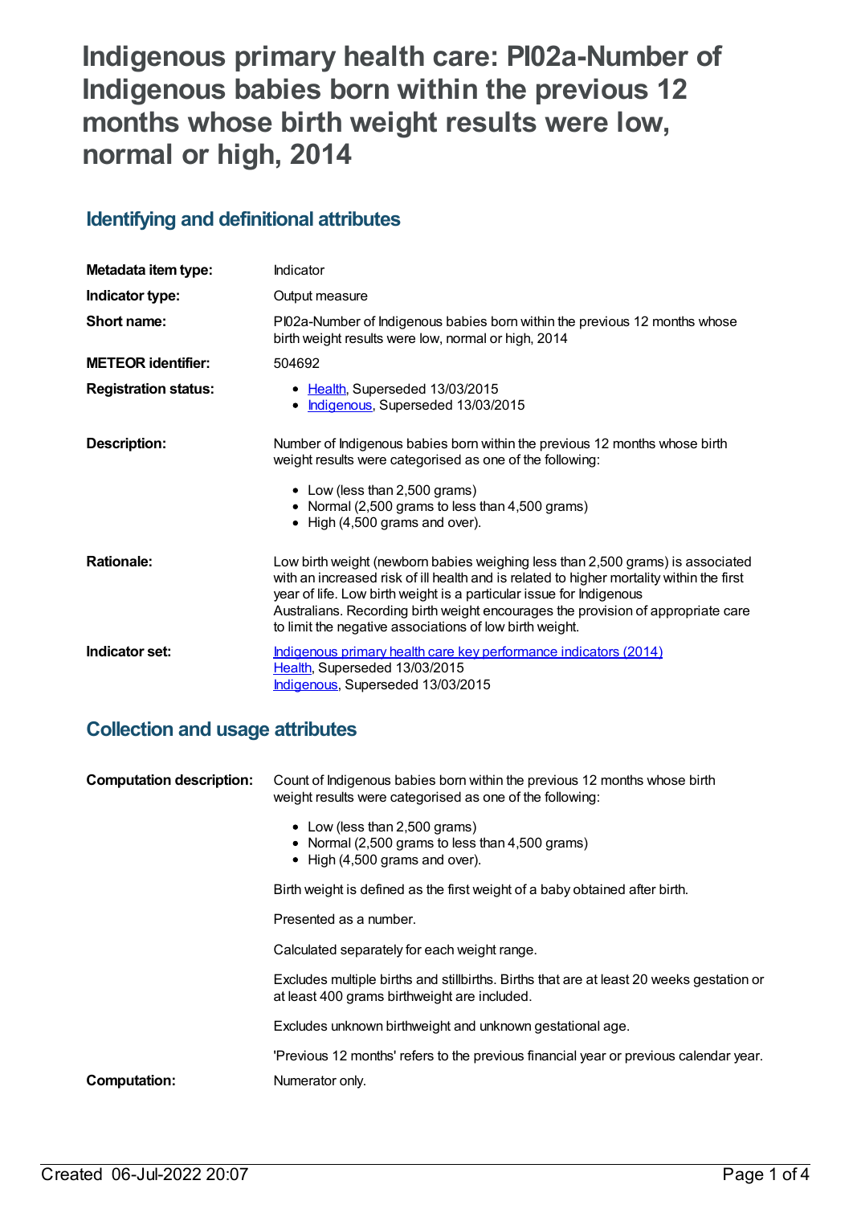# Indigenous primary health care: PI02a-Number of Indigenous babies born within the previous 12 months whose birth weight results were low, normal or high, 2014

## Identifying and definitional attributes

| | |
|---|---|
| **Metadata item type:** | Indicator |
| **Indicator type:** | Output measure |
| **Short name:** | PI02a-Number of Indigenous babies born within the previous 12 months whose birth weight results were low, normal or high, 2014 |
| **METEOR identifier:** | 504692 |
| **Registration status:** | • Health, Superseded 13/03/2015<br>• Indigenous, Superseded 13/03/2015 |
| **Description:** | Number of Indigenous babies born within the previous 12 months whose birth weight results were categorised as one of the following:<br>• Low (less than 2,500 grams)<br>• Normal (2,500 grams to less than 4,500 grams)<br>• High (4,500 grams and over). |
| **Rationale:** | Low birth weight (newborn babies weighing less than 2,500 grams) is associated with an increased risk of ill health and is related to higher mortality within the first year of life. Low birth weight is a particular issue for Indigenous Australians. Recording birth weight encourages the provision of appropriate care to limit the negative associations of low birth weight. |
| **Indicator set:** | Indigenous primary health care key performance indicators (2014)<br>Health, Superseded 13/03/2015<br>Indigenous, Superseded 13/03/2015 |

## Collection and usage attributes

| | |
|---|---|
| **Computation description:** | Count of Indigenous babies born within the previous 12 months whose birth weight results were categorised as one of the following:<br>• Low (less than 2,500 grams)<br>• Normal (2,500 grams to less than 4,500 grams)<br>• High (4,500 grams and over).<br><br>Birth weight is defined as the first weight of a baby obtained after birth.<br><br>Presented as a number.<br><br>Calculated separately for each weight range.<br><br>Excludes multiple births and stillbirths. Births that are at least 20 weeks gestation or at least 400 grams birthweight are included.<br><br>Excludes unknown birthweight and unknown gestational age.<br><br>'Previous 12 months' refers to the previous financial year or previous calendar year. |
| **Computation:** | Numerator only. |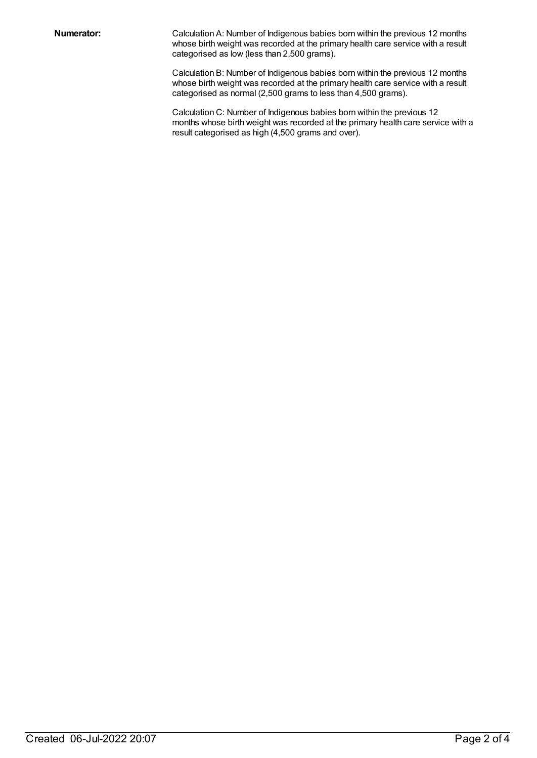**Numerator:**

Calculation A: Number of Indigenous babies born within the previous 12 months whose birth weight was recorded at the primary health care service with a result categorised as low (less than 2,500 grams).

Calculation B: Number of Indigenous babies born within the previous 12 months whose birth weight was recorded at the primary health care service with a result categorised as normal (2,500 grams to less than 4,500 grams).

Calculation C: Number of Indigenous babies born within the previous 12 months whose birth weight was recorded at the primary health care service with a result categorised as high (4,500 grams and over).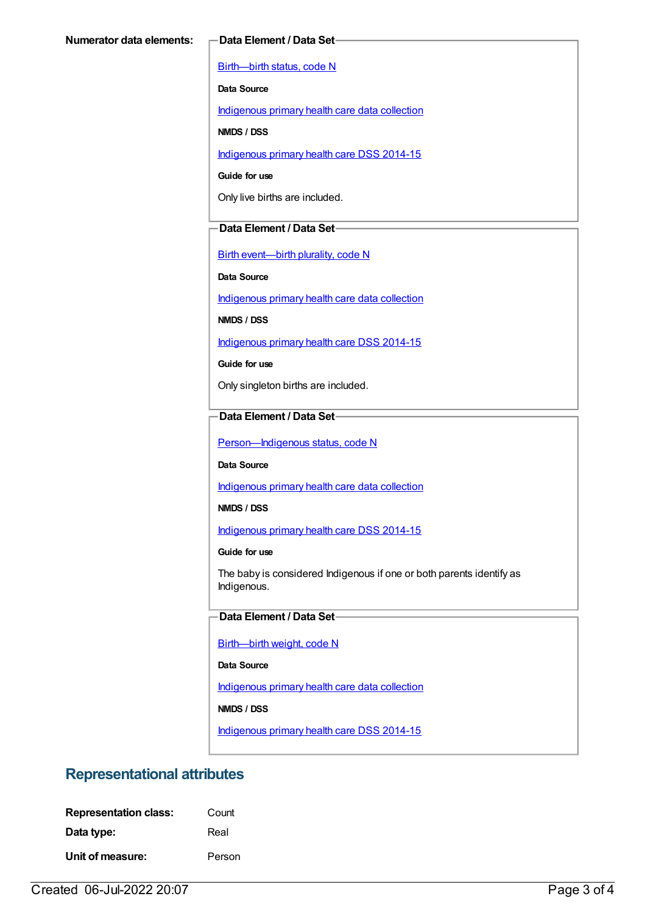**Numerator data elements:**

**Data Element / Data Set**

Birth—birth status, code N

**Data Source**

Indigenous primary health care data collection

**NMDS / DSS**

Indigenous primary health care DSS 2014-15

**Guide for use**

Only live births are included.

**Data Element / Data Set**

Birth event—birth plurality, code N

**Data Source**

Indigenous primary health care data collection

**NMDS / DSS**

Indigenous primary health care DSS 2014-15

**Guide for use**

Only singleton births are included.

**Data Element / Data Set**

Person—Indigenous status, code N

**Data Source**

Indigenous primary health care data collection

**NMDS / DSS**

Indigenous primary health care DSS 2014-15

**Guide for use**

The baby is considered Indigenous if one or both parents identify as Indigenous.

**Data Element / Data Set**

Birth—birth weight, code N

**Data Source**

Indigenous primary health care data collection

**NMDS / DSS**

Indigenous primary health care DSS 2014-15

## Representational attributes

**Representation class:** Count

**Data type:** Real

**Unit of measure:** Person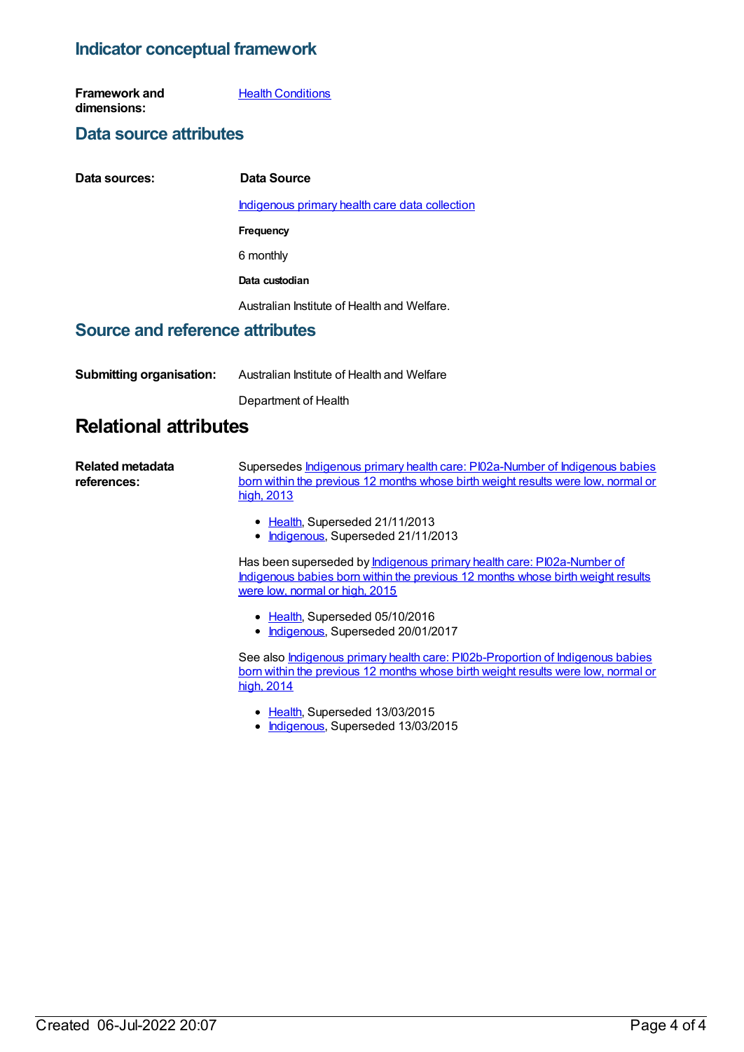## Indicator conceptual framework

**Framework and dimensions:** Health Conditions

## Data source attributes

**Data sources:**

**Data Source**

Indigenous primary health care data collection

**Frequency**

6 monthly

**Data custodian**

Australian Institute of Health and Welfare.

## Source and reference attributes

**Submitting organisation:** Australian Institute of Health and Welfare

Department of Health

# Relational attributes

**Related metadata references:**

Supersedes Indigenous primary health care: PI02a-Number of Indigenous babies born within the previous 12 months whose birth weight results were low, normal or high, 2013

- Health, Superseded 21/11/2013
- Indigenous, Superseded 21/11/2013

Has been superseded by Indigenous primary health care: PI02a-Number of Indigenous babies born within the previous 12 months whose birth weight results were low, normal or high, 2015

- Health, Superseded 05/10/2016
- Indigenous, Superseded 20/01/2017

See also Indigenous primary health care: PI02b-Proportion of Indigenous babies born within the previous 12 months whose birth weight results were low, normal or high, 2014

- Health, Superseded 13/03/2015
- Indigenous, Superseded 13/03/2015